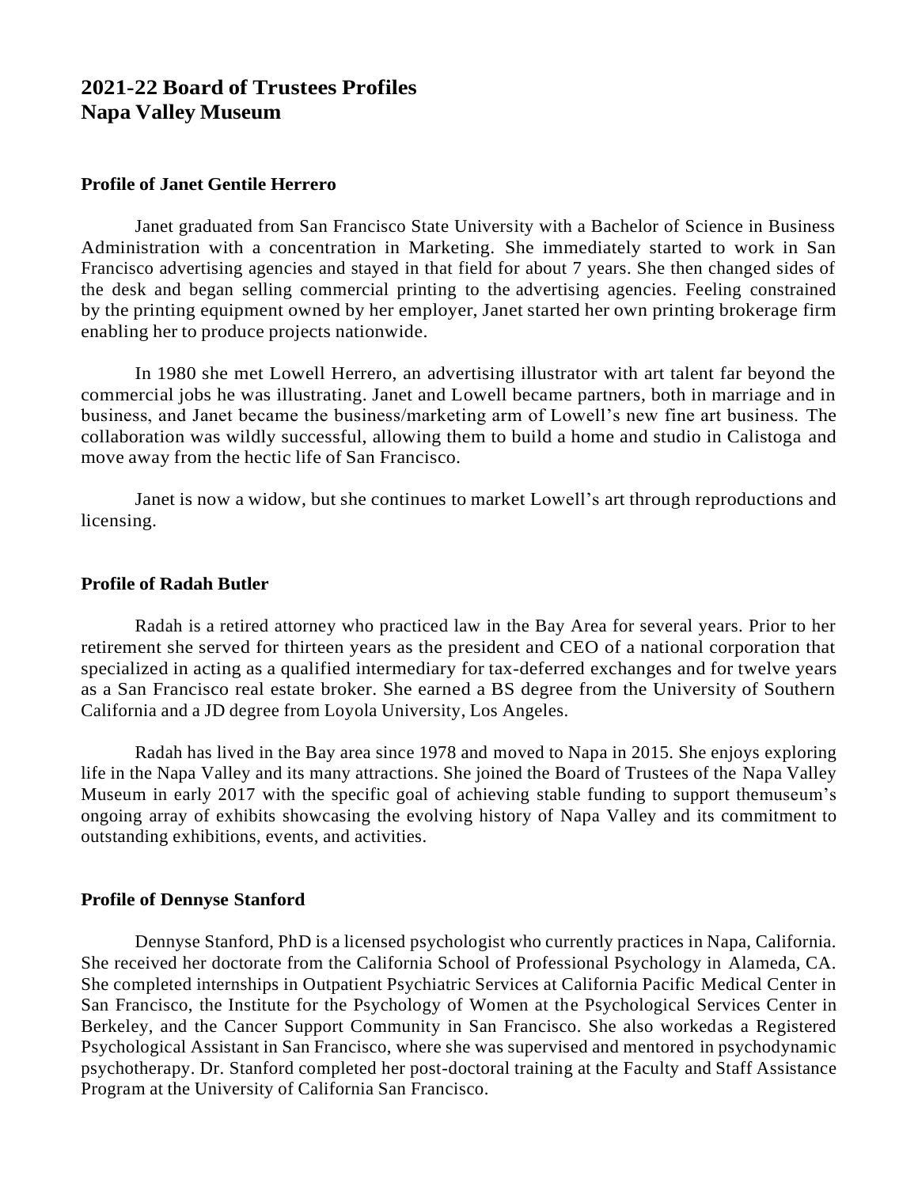# 2021-22 Board of Trustees Profiles
# Napa Valley Museum

### Profile of Janet Gentile Herrero

Janet graduated from San Francisco State University with a Bachelor of Science in Business Administration with a concentration in Marketing. She immediately started to work in San Francisco advertising agencies and stayed in that field for about 7 years. She then changed sides of the desk and began selling commercial printing to the advertising agencies. Feeling constrained by the printing equipment owned by her employer, Janet started her own printing brokerage firm enabling her to produce projects nationwide.

In 1980 she met Lowell Herrero, an advertising illustrator with art talent far beyond the commercial jobs he was illustrating. Janet and Lowell became partners, both in marriage and in business, and Janet became the business/marketing arm of Lowell's new fine art business. The collaboration was wildly successful, allowing them to build a home and studio in Calistoga and move away from the hectic life of San Francisco.

Janet is now a widow, but she continues to market Lowell's art through reproductions and licensing.

### Profile of Radah Butler

Radah is a retired attorney who practiced law in the Bay Area for several years. Prior to her retirement she served for thirteen years as the president and CEO of a national corporation that specialized in acting as a qualified intermediary for tax-deferred exchanges and for twelve years as a San Francisco real estate broker. She earned a BS degree from the University of Southern California and a JD degree from Loyola University, Los Angeles.

Radah has lived in the Bay area since 1978 and moved to Napa in 2015. She enjoys exploring life in the Napa Valley and its many attractions. She joined the Board of Trustees of the Napa Valley Museum in early 2017 with the specific goal of achieving stable funding to support themuseum's ongoing array of exhibits showcasing the evolving history of Napa Valley and its commitment to outstanding exhibitions, events, and activities.

### Profile of Dennyse Stanford

Dennyse Stanford, PhD is a licensed psychologist who currently practices in Napa, California. She received her doctorate from the California School of Professional Psychology in Alameda, CA. She completed internships in Outpatient Psychiatric Services at California Pacific Medical Center in San Francisco, the Institute for the Psychology of Women at the Psychological Services Center in Berkeley, and the Cancer Support Community in San Francisco. She also workedas a Registered Psychological Assistant in San Francisco, where she was supervised and mentored in psychodynamic psychotherapy. Dr. Stanford completed her post-doctoral training at the Faculty and Staff Assistance Program at the University of California San Francisco.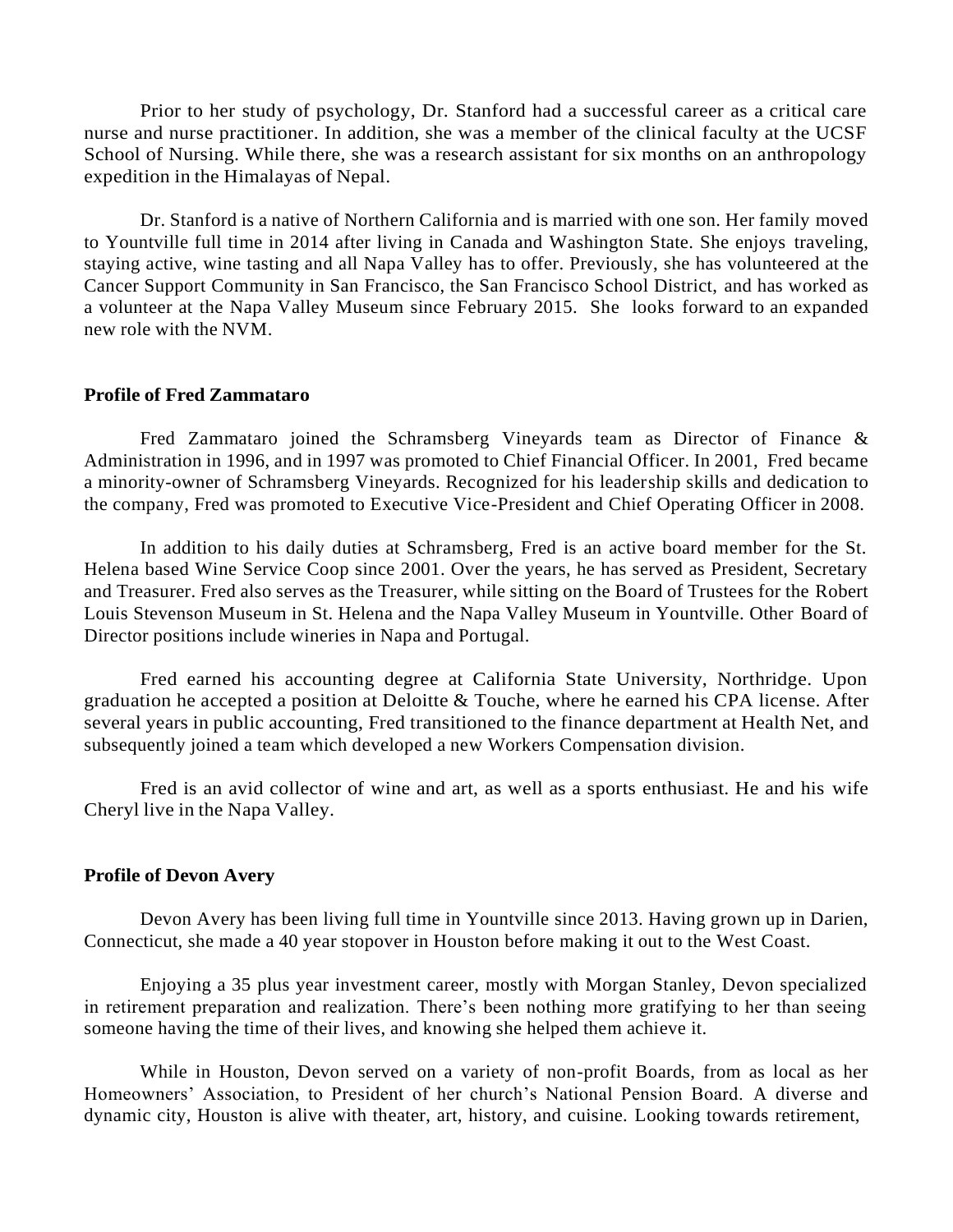Prior to her study of psychology, Dr. Stanford had a successful career as a critical care nurse and nurse practitioner. In addition, she was a member of the clinical faculty at the UCSF School of Nursing. While there, she was a research assistant for six months on an anthropology expedition in the Himalayas of Nepal.

Dr. Stanford is a native of Northern California and is married with one son. Her family moved to Yountville full time in 2014 after living in Canada and Washington State. She enjoys traveling, staying active, wine tasting and all Napa Valley has to offer. Previously, she has volunteered at the Cancer Support Community in San Francisco, the San Francisco School District, and has worked as a volunteer at the Napa Valley Museum since February 2015. She looks forward to an expanded new role with the NVM.

**Profile of Fred Zammataro**

Fred Zammataro joined the Schramsberg Vineyards team as Director of Finance & Administration in 1996, and in 1997 was promoted to Chief Financial Officer. In 2001, Fred became a minority-owner of Schramsberg Vineyards. Recognized for his leadership skills and dedication to the company, Fred was promoted to Executive Vice-President and Chief Operating Officer in 2008.

In addition to his daily duties at Schramsberg, Fred is an active board member for the St. Helena based Wine Service Coop since 2001. Over the years, he has served as President, Secretary and Treasurer. Fred also serves as the Treasurer, while sitting on the Board of Trustees for the Robert Louis Stevenson Museum in St. Helena and the Napa Valley Museum in Yountville. Other Board of Director positions include wineries in Napa and Portugal.

Fred earned his accounting degree at California State University, Northridge. Upon graduation he accepted a position at Deloitte & Touche, where he earned his CPA license. After several years in public accounting, Fred transitioned to the finance department at Health Net, and subsequently joined a team which developed a new Workers Compensation division.

Fred is an avid collector of wine and art, as well as a sports enthusiast. He and his wife Cheryl live in the Napa Valley.

**Profile of Devon Avery**

Devon Avery has been living full time in Yountville since 2013. Having grown up in Darien, Connecticut, she made a 40 year stopover in Houston before making it out to the West Coast.

Enjoying a 35 plus year investment career, mostly with Morgan Stanley, Devon specialized in retirement preparation and realization. There's been nothing more gratifying to her than seeing someone having the time of their lives, and knowing she helped them achieve it.

While in Houston, Devon served on a variety of non-profit Boards, from as local as her Homeowners' Association, to President of her church's National Pension Board. A diverse and dynamic city, Houston is alive with theater, art, history, and cuisine. Looking towards retirement,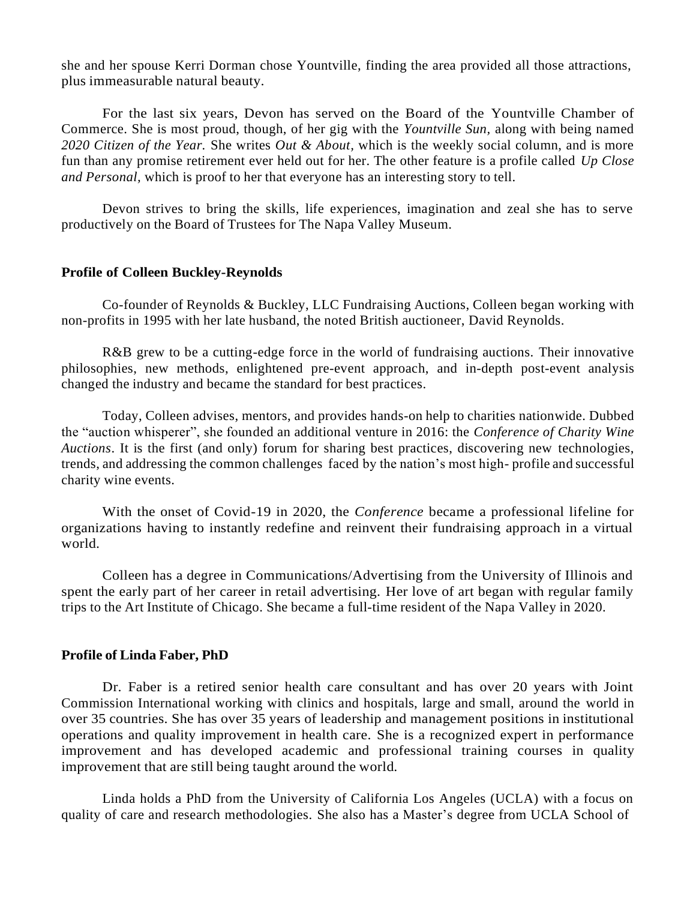she and her spouse Kerri Dorman chose Yountville, finding the area provided all those attractions, plus immeasurable natural beauty.

For the last six years, Devon has served on the Board of the Yountville Chamber of Commerce. She is most proud, though, of her gig with the *Yountville Sun*, along with being named *2020 Citizen of the Year.* She writes *Out & About*, which is the weekly social column, and is more fun than any promise retirement ever held out for her. The other feature is a profile called *Up Close and Personal,* which is proof to her that everyone has an interesting story to tell.

Devon strives to bring the skills, life experiences, imagination and zeal she has to serve productively on the Board of Trustees for The Napa Valley Museum.

**Profile of Colleen Buckley-Reynolds**

Co-founder of Reynolds & Buckley, LLC Fundraising Auctions, Colleen began working with non-profits in 1995 with her late husband, the noted British auctioneer, David Reynolds.

R&B grew to be a cutting-edge force in the world of fundraising auctions. Their innovative philosophies, new methods, enlightened pre-event approach, and in-depth post-event analysis changed the industry and became the standard for best practices.

Today, Colleen advises, mentors, and provides hands-on help to charities nationwide. Dubbed the "auction whisperer", she founded an additional venture in 2016: the *Conference of Charity Wine Auctions*. It is the first (and only) forum for sharing best practices, discovering new technologies, trends, and addressing the common challenges faced by the nation's most high- profile and successful charity wine events.

With the onset of Covid-19 in 2020, the *Conference* became a professional lifeline for organizations having to instantly redefine and reinvent their fundraising approach in a virtual world.

Colleen has a degree in Communications/Advertising from the University of Illinois and spent the early part of her career in retail advertising. Her love of art began with regular family trips to the Art Institute of Chicago. She became a full-time resident of the Napa Valley in 2020.

**Profile of Linda Faber, PhD**

Dr. Faber is a retired senior health care consultant and has over 20 years with Joint Commission International working with clinics and hospitals, large and small, around the world in over 35 countries. She has over 35 years of leadership and management positions in institutional operations and quality improvement in health care. She is a recognized expert in performance improvement and has developed academic and professional training courses in quality improvement that are still being taught around the world.

Linda holds a PhD from the University of California Los Angeles (UCLA) with a focus on quality of care and research methodologies. She also has a Master's degree from UCLA School of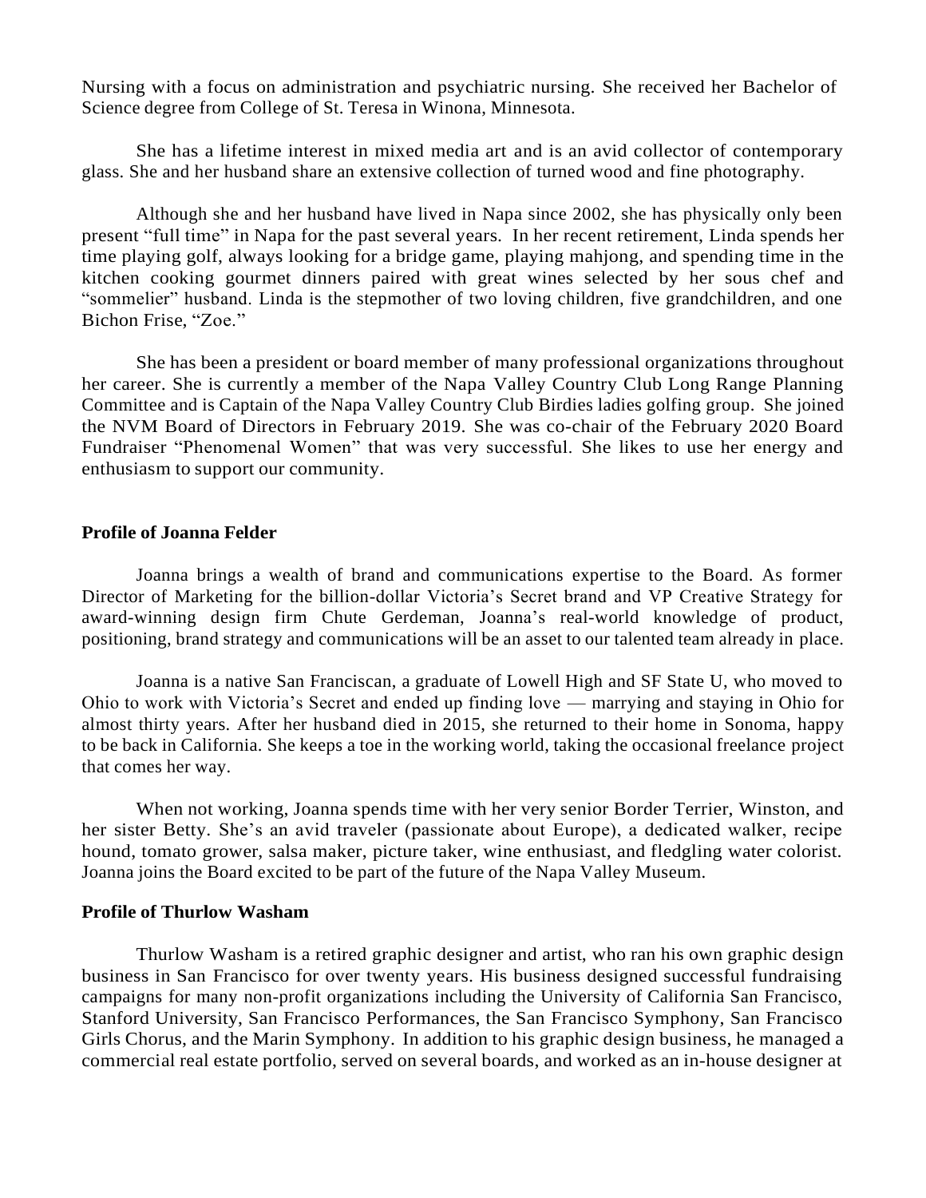Nursing with a focus on administration and psychiatric nursing. She received her Bachelor of Science degree from College of St. Teresa in Winona, Minnesota.

She has a lifetime interest in mixed media art and is an avid collector of contemporary glass. She and her husband share an extensive collection of turned wood and fine photography.

Although she and her husband have lived in Napa since 2002, she has physically only been present "full time" in Napa for the past several years. In her recent retirement, Linda spends her time playing golf, always looking for a bridge game, playing mahjong, and spending time in the kitchen cooking gourmet dinners paired with great wines selected by her sous chef and "sommelier" husband. Linda is the stepmother of two loving children, five grandchildren, and one Bichon Frise, "Zoe."

She has been a president or board member of many professional organizations throughout her career. She is currently a member of the Napa Valley Country Club Long Range Planning Committee and is Captain of the Napa Valley Country Club Birdies ladies golfing group. She joined the NVM Board of Directors in February 2019. She was co-chair of the February 2020 Board Fundraiser "Phenomenal Women" that was very successful. She likes to use her energy and enthusiasm to support our community.

**Profile of Joanna Felder**

Joanna brings a wealth of brand and communications expertise to the Board. As former Director of Marketing for the billion-dollar Victoria's Secret brand and VP Creative Strategy for award-winning design firm Chute Gerdeman, Joanna's real-world knowledge of product, positioning, brand strategy and communications will be an asset to our talented team already in place.

Joanna is a native San Franciscan, a graduate of Lowell High and SF State U, who moved to Ohio to work with Victoria's Secret and ended up finding love — marrying and staying in Ohio for almost thirty years. After her husband died in 2015, she returned to their home in Sonoma, happy to be back in California. She keeps a toe in the working world, taking the occasional freelance project that comes her way.

When not working, Joanna spends time with her very senior Border Terrier, Winston, and her sister Betty. She's an avid traveler (passionate about Europe), a dedicated walker, recipe hound, tomato grower, salsa maker, picture taker, wine enthusiast, and fledgling water colorist. Joanna joins the Board excited to be part of the future of the Napa Valley Museum.

**Profile of Thurlow Washam**

Thurlow Washam is a retired graphic designer and artist, who ran his own graphic design business in San Francisco for over twenty years. His business designed successful fundraising campaigns for many non-profit organizations including the University of California San Francisco, Stanford University, San Francisco Performances, the San Francisco Symphony, San Francisco Girls Chorus, and the Marin Symphony. In addition to his graphic design business, he managed a commercial real estate portfolio, served on several boards, and worked as an in-house designer at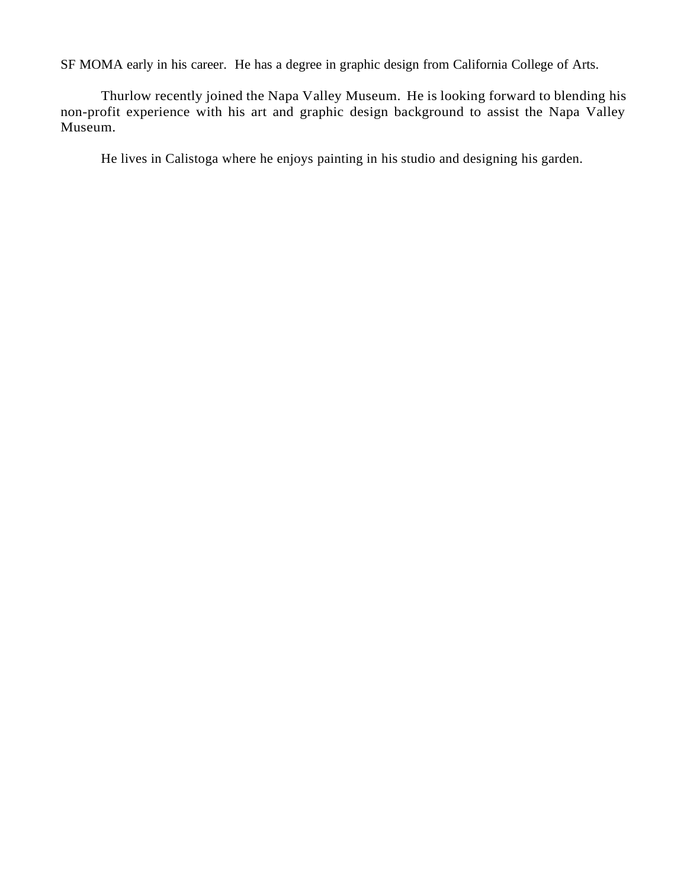SF MOMA early in his career. He has a degree in graphic design from California College of Arts.

Thurlow recently joined the Napa Valley Museum. He is looking forward to blending his non-profit experience with his art and graphic design background to assist the Napa Valley Museum.

He lives in Calistoga where he enjoys painting in his studio and designing his garden.